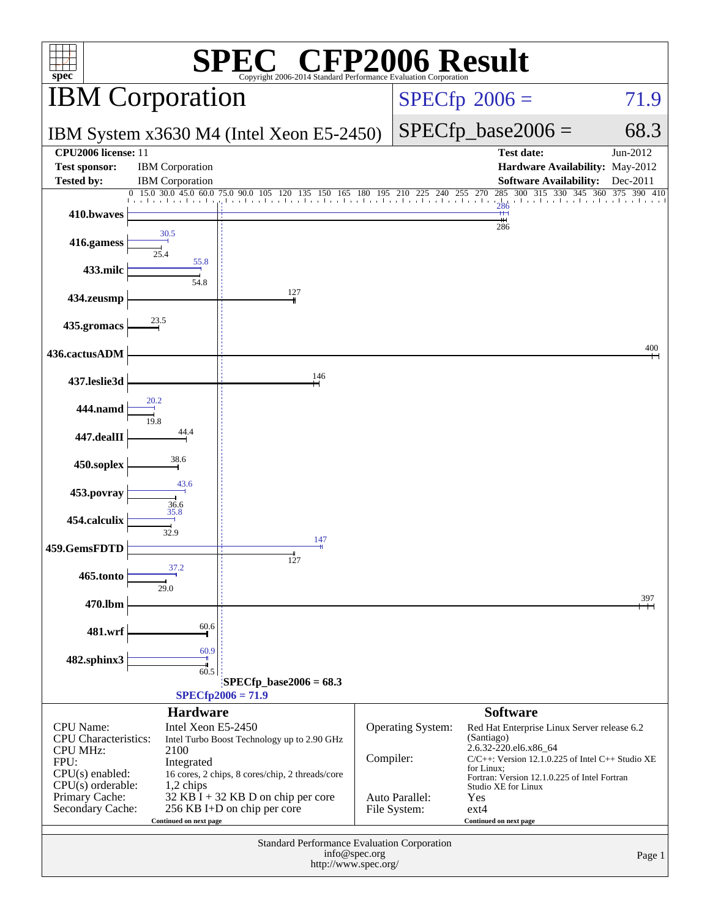# SPEC® CFP2006 Result

Copyright 2006-2014 Standard Performance Evaluation Corporation

## IBM Corporation

IBM System x3630 M4 (Intel Xeon E5-2450)

SPECfp 2006 = 71.9

SPECfp_base2006 = 68.3

| | | | |
|---|---|---|---|
| **CPU2006 license:** | 11 | **Test date:** | Jun-2012 |
| **Test sponsor:** | IBM Corporation | **Hardware Availability:** | May-2012 |
| **Tested by:** | IBM Corporation | **Software Availability:** | Dec-2011 |

| Benchmark | Peak | Base |
|---|---|---|
| 410.bwaves | 286 | 286 |
| 416.gamess | 30.5 | 25.4 |
| 433.milc | 55.8 | 54.8 |
| 434.zeusmp | | 127 |
| 435.gromacs | | 23.5 |
| 436.cactusADM | | 400 |
| 437.leslie3d | | 146 |
| 444.namd | 20.2 | 19.8 |
| 447.dealII | | 44.4 |
| 450.soplex | | 38.6 |
| 453.povray | 43.6 | 36.6 |
| 454.calculix | 35.8 | 32.9 |
| 459.GemsFDTD | 147 | 127 |
| 465.tonto | 37.2 | 29.0 |
| 470.lbm | | 397 |
| 481.wrf | | 60.6 |
| 482.sphinx3 | 60.9 | 60.5 |

SPECfp_base2006 = 68.3

SPECfp2006 = 71.9

### Hardware

| | |
|---|---|
| CPU Name: | Intel Xeon E5-2450 |
| CPU Characteristics: | Intel Turbo Boost Technology up to 2.90 GHz |
| CPU MHz: | 2100 |
| FPU: | Integrated |
| CPU(s) enabled: | 16 cores, 2 chips, 8 cores/chip, 2 threads/core |
| CPU(s) orderable: | 1,2 chips |
| Primary Cache: | 32 KB I + 32 KB D on chip per core |
| Secondary Cache: | 256 KB I+D on chip per core |

Continued on next page

### Software

| | |
|---|---|
| Operating System: | Red Hat Enterprise Linux Server release 6.2 (Santiago) 2.6.32-220.el6.x86_64 |
| Compiler: | C/C++: Version 12.1.0.225 of Intel C++ Studio XE for Linux; Fortran: Version 12.1.0.225 of Intel Fortran Studio XE for Linux |
| Auto Parallel: | Yes |
| File System: | ext4 |

Continued on next page

Standard Performance Evaluation Corporation
info@spec.org
http://www.spec.org/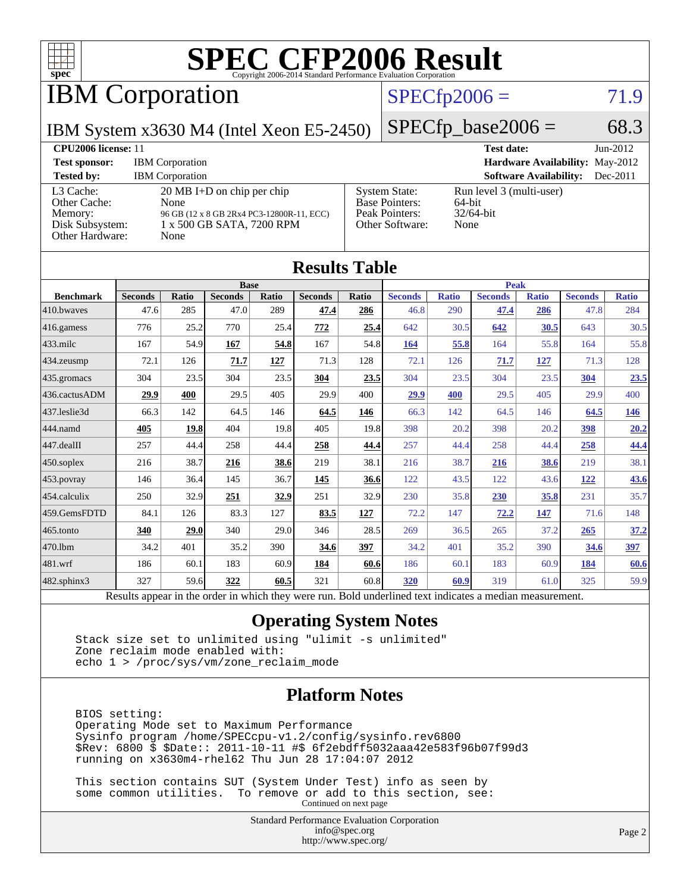# SPEC CFP2006 Result

Copyright 2006-2014 Standard Performance Evaluation Corporation

## IBM Corporation

IBM System x3630 M4 (Intel Xeon E5-2450)

SPECfp2006 = 71.9

SPECfp_base2006 = 68.3

| | | | |
|---|---|---|---|
| **CPU2006 license:** 11 | | **Test date:** | Jun-2012 |
| **Test sponsor:** | IBM Corporation | **Hardware Availability:** | May-2012 |
| **Tested by:** | IBM Corporation | **Software Availability:** | Dec-2011 |

| | | | |
|---|---|---|---|
| L3 Cache: | 20 MB I+D on chip per chip | System State: | Run level 3 (multi-user) |
| Other Cache: | None | Base Pointers: | 64-bit |
| Memory: | 96 GB (12 x 8 GB 2Rx4 PC3-12800R-11, ECC) | Peak Pointers: | 32/64-bit |
| Disk Subsystem: | 1 x 500 GB SATA, 7200 RPM | Other Software: | None |
| Other Hardware: | None | | |

## Results Table

| | Base | | | | | | Peak | | | | | |
|---|---|---|---|---|---|---|---|---|---|---|---|---|
| **Benchmark** | **Seconds** | **Ratio** | **Seconds** | **Ratio** | **Seconds** | **Ratio** | **Seconds** | **Ratio** | **Seconds** | **Ratio** | **Seconds** | **Ratio** |
| 410.bwaves | 47.6 | 285 | 47.0 | 289 | **47.4** | **286** | 46.8 | 290 | **47.4** | **286** | 47.8 | 284 |
| 416.gamess | 776 | 25.2 | 770 | 25.4 | **772** | **25.4** | 642 | 30.5 | **642** | **30.5** | 643 | 30.5 |
| 433.milc | 167 | 54.9 | **167** | **54.8** | 167 | 54.8 | **164** | **55.8** | 164 | 55.8 | 164 | 55.8 |
| 434.zeusmp | 72.1 | 126 | **71.7** | **127** | 71.3 | 128 | 72.1 | 126 | **71.7** | **127** | 71.3 | 128 |
| 435.gromacs | 304 | 23.5 | 304 | 23.5 | **304** | **23.5** | 304 | 23.5 | 304 | 23.5 | **304** | **23.5** |
| 436.cactusADM | **29.9** | **400** | 29.5 | 405 | 29.9 | 400 | **29.9** | **400** | 29.5 | 405 | 29.9 | 400 |
| 437.leslie3d | 66.3 | 142 | 64.5 | 146 | **64.5** | **146** | 66.3 | 142 | 64.5 | 146 | **64.5** | **146** |
| 444.namd | **405** | **19.8** | 404 | 19.8 | 405 | 19.8 | 398 | 20.2 | 398 | 20.2 | **398** | **20.2** |
| 447.dealII | 257 | 44.4 | 258 | 44.4 | **258** | **44.4** | 257 | 44.4 | 258 | 44.4 | **258** | **44.4** |
| 450.soplex | 216 | 38.7 | **216** | **38.6** | 219 | 38.1 | 216 | 38.7 | **216** | **38.6** | 219 | 38.1 |
| 453.povray | 146 | 36.4 | 145 | 36.7 | **145** | **36.6** | 122 | 43.5 | 122 | 43.6 | **122** | **43.6** |
| 454.calculix | 250 | 32.9 | **251** | **32.9** | 251 | 32.9 | 230 | 35.8 | **230** | **35.8** | 231 | 35.7 |
| 459.GemsFDTD | 84.1 | 126 | 83.3 | 127 | **83.5** | **127** | 72.2 | 147 | **72.2** | **147** | 71.6 | 148 |
| 465.tonto | **340** | **29.0** | 340 | 29.0 | 346 | 28.5 | 269 | 36.5 | 265 | 37.2 | **265** | **37.2** |
| 470.lbm | 34.2 | 401 | 35.2 | 390 | **34.6** | **397** | 34.2 | 401 | 35.2 | 390 | **34.6** | **397** |
| 481.wrf | 186 | 60.1 | 183 | 60.9 | **184** | **60.6** | 186 | 60.1 | 183 | 60.9 | **184** | **60.6** |
| 482.sphinx3 | 327 | 59.6 | **322** | **60.5** | 321 | 60.8 | **320** | **60.9** | 319 | 61.0 | 325 | 59.9 |

Results appear in the order in which they were run. Bold underlined text indicates a median measurement.

## Operating System Notes

```
Stack size set to unlimited using "ulimit -s unlimited"
Zone reclaim mode enabled with:
echo 1 > /proc/sys/vm/zone_reclaim_mode
```

## Platform Notes

```
BIOS setting:
Operating Mode set to Maximum Performance
Sysinfo program /home/SPECcpu-v1.2/config/sysinfo.rev6800
$Rev: 6800 $ $Date:: 2011-10-11 #$ 6f2ebdff5032aaa42e583f96b07f99d3
running on x3630m4-rhel62 Thu Jun 28 17:04:07 2012

This section contains SUT (System Under Test) info as seen by
some common utilities.  To remove or add to this section, see:
```

Continued on next page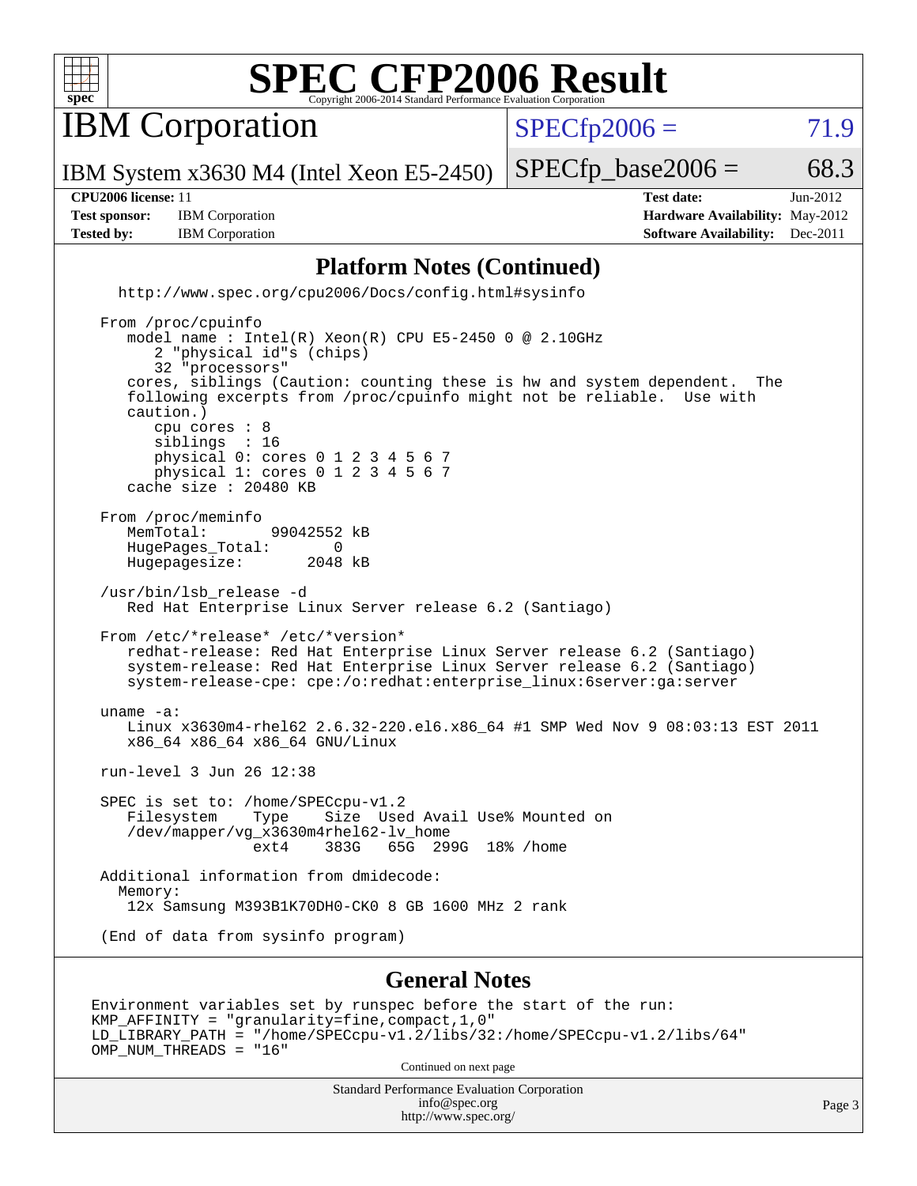# SPEC CFP2006 Result

Copyright 2006-2014 Standard Performance Evaluation Corporation

## IBM Corporation

IBM System x3630 M4 (Intel Xeon E5-2450)

SPECfp2006 = 71.9

SPECfp_base2006 = 68.3

| | | | |
|---|---|---|---|
| **CPU2006 license:** 11 | | **Test date:** | Jun-2012 |
| **Test sponsor:** | IBM Corporation | **Hardware Availability:** | May-2012 |
| **Tested by:** | IBM Corporation | **Software Availability:** | Dec-2011 |

## Platform Notes (Continued)

```
   http://www.spec.org/cpu2006/Docs/config.html#sysinfo

 From /proc/cpuinfo
    model name : Intel(R) Xeon(R) CPU E5-2450 0 @ 2.10GHz
       2 "physical id"s (chips)
       32 "processors"
    cores, siblings (Caution: counting these is hw and system dependent.  The
    following excerpts from /proc/cpuinfo might not be reliable.  Use with
    caution.)
       cpu cores : 8
       siblings  : 16
       physical 0: cores 0 1 2 3 4 5 6 7
       physical 1: cores 0 1 2 3 4 5 6 7
    cache size : 20480 KB

 From /proc/meminfo
    MemTotal:       99042552 kB
    HugePages_Total:       0
    Hugepagesize:       2048 kB

 /usr/bin/lsb_release -d
    Red Hat Enterprise Linux Server release 6.2 (Santiago)

 From /etc/*release* /etc/*version*
    redhat-release: Red Hat Enterprise Linux Server release 6.2 (Santiago)
    system-release: Red Hat Enterprise Linux Server release 6.2 (Santiago)
    system-release-cpe: cpe:/o:redhat:enterprise_linux:6server:ga:server

 uname -a:
    Linux x3630m4-rhel62 2.6.32-220.el6.x86_64 #1 SMP Wed Nov 9 08:03:13 EST 2011
    x86_64 x86_64 x86_64 GNU/Linux

 run-level 3 Jun 26 12:38

 SPEC is set to: /home/SPECcpu-v1.2
    Filesystem    Type    Size  Used Avail Use% Mounted on
    /dev/mapper/vg_x3630m4rhel62-lv_home
                  ext4    383G   65G  299G  18% /home

 Additional information from dmidecode:
   Memory:
    12x Samsung M393B1K70DH0-CK0 8 GB 1600 MHz 2 rank

 (End of data from sysinfo program)
```

## General Notes

```
Environment variables set by runspec before the start of the run:
KMP_AFFINITY = "granularity=fine,compact,1,0"
LD_LIBRARY_PATH = "/home/SPECcpu-v1.2/libs/32:/home/SPECcpu-v1.2/libs/64"
OMP_NUM_THREADS = "16"
```

Continued on next page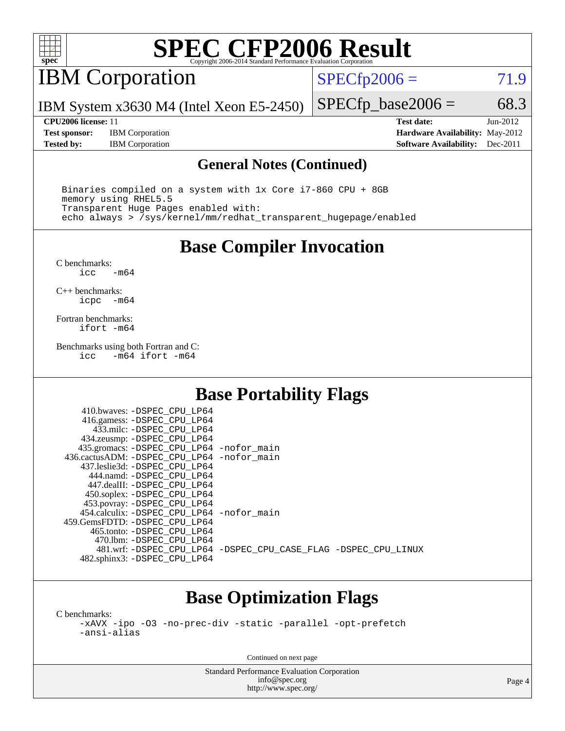# SPEC CFP2006 Result

Copyright 2006-2014 Standard Performance Evaluation Corporation

## IBM Corporation

IBM System x3630 M4 (Intel Xeon E5-2450)

SPECfp2006 = 71.9

SPECfp_base2006 = 68.3

**CPU2006 license:** 11
**Test sponsor:** IBM Corporation
**Tested by:** IBM Corporation

**Test date:** Jun-2012
**Hardware Availability:** May-2012
**Software Availability:** Dec-2011

## General Notes (Continued)

```
Binaries compiled on a system with 1x Core i7-860 CPU + 8GB
memory using RHEL5.5
Transparent Huge Pages enabled with:
echo always > /sys/kernel/mm/redhat_transparent_hugepage/enabled
```

## Base Compiler Invocation

C benchmarks:
```
icc   -m64
```

C++ benchmarks:
```
icpc  -m64
```

Fortran benchmarks:
```
ifort -m64
```

Benchmarks using both Fortran and C:
```
icc   -m64 ifort -m64
```

## Base Portability Flags

```
     410.bwaves: -DSPEC_CPU_LP64
     416.gamess: -DSPEC_CPU_LP64
       433.milc: -DSPEC_CPU_LP64
     434.zeusmp: -DSPEC_CPU_LP64
    435.gromacs: -DSPEC_CPU_LP64 -nofor_main
 436.cactusADM: -DSPEC_CPU_LP64 -nofor_main
   437.leslie3d: -DSPEC_CPU_LP64
      444.namd: -DSPEC_CPU_LP64
    447.dealII: -DSPEC_CPU_LP64
    450.soplex: -DSPEC_CPU_LP64
    453.povray: -DSPEC_CPU_LP64
  454.calculix: -DSPEC_CPU_LP64 -nofor_main
 459.GemsFDTD: -DSPEC_CPU_LP64
     465.tonto: -DSPEC_CPU_LP64
       470.lbm: -DSPEC_CPU_LP64
       481.wrf: -DSPEC_CPU_LP64 -DSPEC_CPU_CASE_FLAG -DSPEC_CPU_LINUX
   482.sphinx3: -DSPEC_CPU_LP64
```

## Base Optimization Flags

C benchmarks:
```
-xAVX -ipo -O3 -no-prec-div -static -parallel -opt-prefetch
-ansi-alias
```

Continued on next page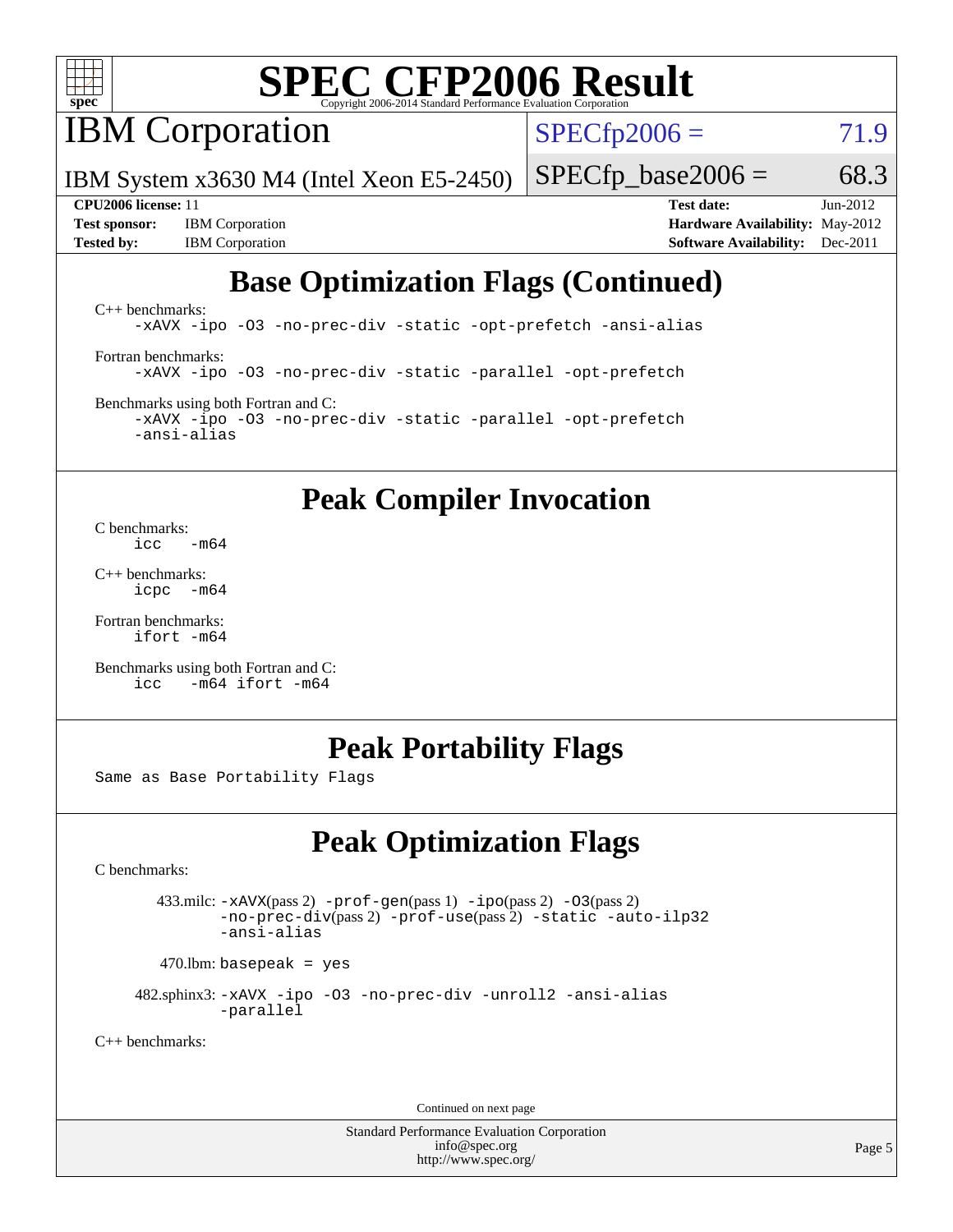# SPEC CFP2006 Result

Copyright 2006-2014 Standard Performance Evaluation Corporation

## IBM Corporation

IBM System x3630 M4 (Intel Xeon E5-2450)

SPECfp2006 = 71.9

SPECfp_base2006 = 68.3

**CPU2006 license:** 11
**Test sponsor:** IBM Corporation
**Tested by:** IBM Corporation
**Test date:** Jun-2012
**Hardware Availability:** May-2012
**Software Availability:** Dec-2011

## Base Optimization Flags (Continued)

C++ benchmarks:
```
-xAVX -ipo -O3 -no-prec-div -static -opt-prefetch -ansi-alias
```

Fortran benchmarks:
```
-xAVX -ipo -O3 -no-prec-div -static -parallel -opt-prefetch
```

Benchmarks using both Fortran and C:
```
-xAVX -ipo -O3 -no-prec-div -static -parallel -opt-prefetch
-ansi-alias
```

## Peak Compiler Invocation

C benchmarks:
```
icc   -m64
```

C++ benchmarks:
```
icpc  -m64
```

Fortran benchmarks:
```
ifort -m64
```

Benchmarks using both Fortran and C:
```
icc   -m64 ifort -m64
```

## Peak Portability Flags

Same as Base Portability Flags

## Peak Optimization Flags

C benchmarks:

433.milc: -xAVX(pass 2) -prof-gen(pass 1) -ipo(pass 2) -O3(pass 2) -no-prec-div(pass 2) -prof-use(pass 2) -static -auto-ilp32 -ansi-alias

470.lbm: basepeak = yes

482.sphinx3: -xAVX -ipo -O3 -no-prec-div -unroll2 -ansi-alias -parallel

C++ benchmarks:

Continued on next page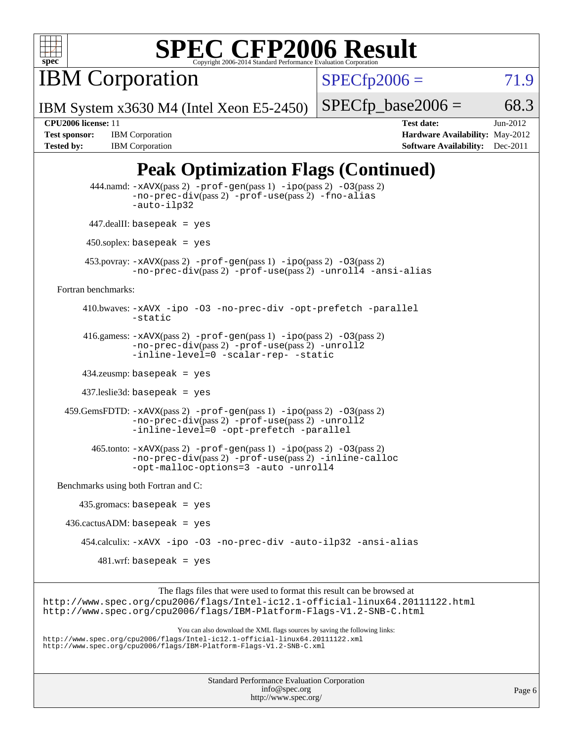# SPEC CFP2006 Result

Copyright 2006-2014 Standard Performance Evaluation Corporation

**IBM Corporation**

IBM System x3630 M4 (Intel Xeon E5-2450)

SPECfp2006 = 71.9

SPECfp_base2006 = 68.3

| | | | |
|---|---|---|---|
| **CPU2006 license:** 11 | | **Test date:** | Jun-2012 |
| **Test sponsor:** | IBM Corporation | **Hardware Availability:** | May-2012 |
| **Tested by:** | IBM Corporation | **Software Availability:** | Dec-2011 |

## Peak Optimization Flags (Continued)

444.namd: -xAVX(pass 2) -prof-gen(pass 1) -ipo(pass 2) -O3(pass 2) -no-prec-div(pass 2) -prof-use(pass 2) -fno-alias -auto-ilp32

447.dealII: basepeak = yes

450.soplex: basepeak = yes

453.povray: -xAVX(pass 2) -prof-gen(pass 1) -ipo(pass 2) -O3(pass 2) -no-prec-div(pass 2) -prof-use(pass 2) -unroll4 -ansi-alias

Fortran benchmarks:

410.bwaves: -xAVX -ipo -O3 -no-prec-div -opt-prefetch -parallel -static

416.gamess: -xAVX(pass 2) -prof-gen(pass 1) -ipo(pass 2) -O3(pass 2) -no-prec-div(pass 2) -prof-use(pass 2) -unroll2 -inline-level=0 -scalar-rep- -static

434.zeusmp: basepeak = yes

437.leslie3d: basepeak = yes

459.GemsFDTD: -xAVX(pass 2) -prof-gen(pass 1) -ipo(pass 2) -O3(pass 2) -no-prec-div(pass 2) -prof-use(pass 2) -unroll2 -inline-level=0 -opt-prefetch -parallel

465.tonto: -xAVX(pass 2) -prof-gen(pass 1) -ipo(pass 2) -O3(pass 2) -no-prec-div(pass 2) -prof-use(pass 2) -inline-calloc -opt-malloc-options=3 -auto -unroll4

Benchmarks using both Fortran and C:

435.gromacs: basepeak = yes

436.cactusADM: basepeak = yes

454.calculix: -xAVX -ipo -O3 -no-prec-div -auto-ilp32 -ansi-alias

481.wrf: basepeak = yes

The flags files that were used to format this result can be browsed at
http://www.spec.org/cpu2006/flags/Intel-ic12.1-official-linux64.20111122.html
http://www.spec.org/cpu2006/flags/IBM-Platform-Flags-V1.2-SNB-C.html

You can also download the XML flags sources by saving the following links:
http://www.spec.org/cpu2006/flags/Intel-ic12.1-official-linux64.20111122.xml
http://www.spec.org/cpu2006/flags/IBM-Platform-Flags-V1.2-SNB-C.xml

Standard Performance Evaluation Corporation
info@spec.org
http://www.spec.org/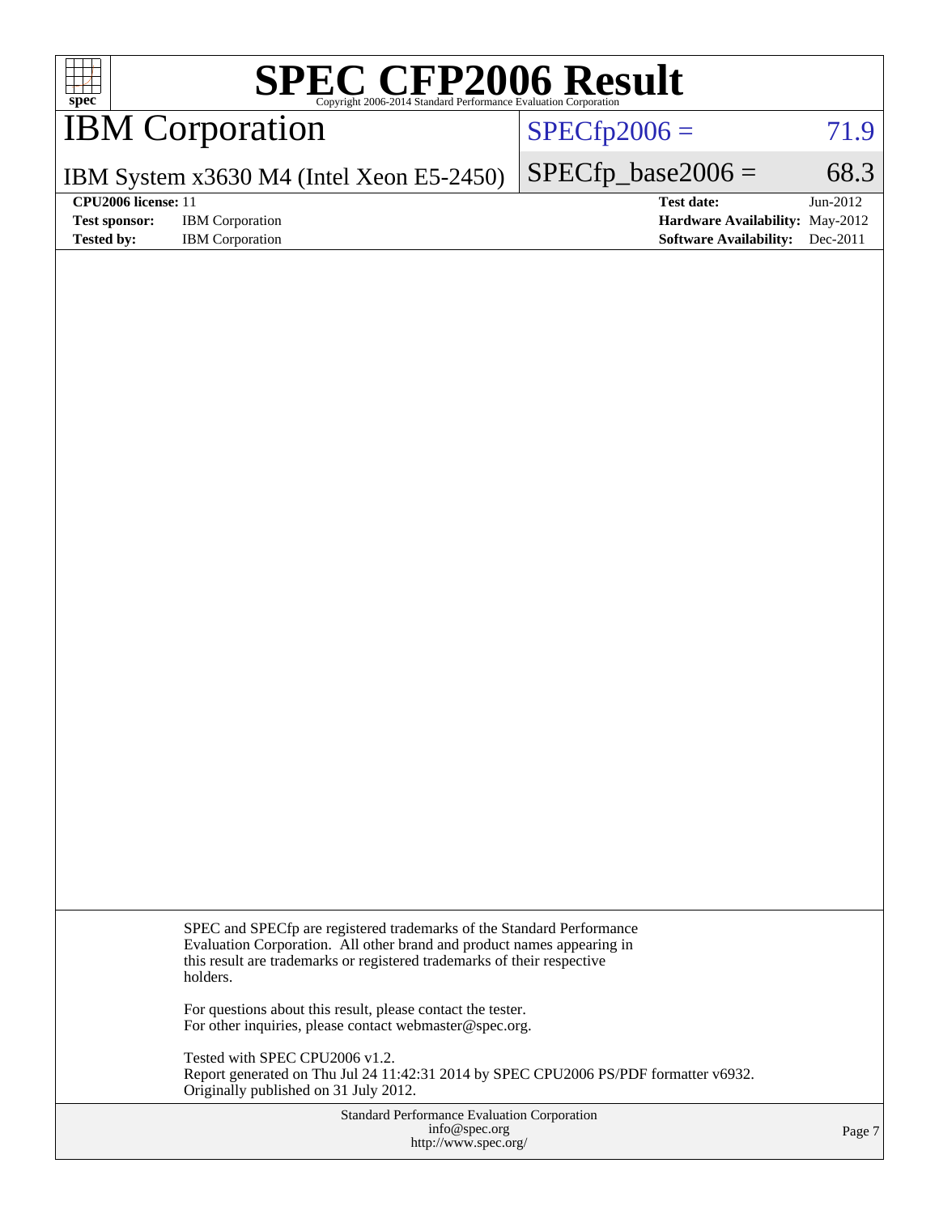SPEC and SPECfp are registered trademarks of the Standard Performance Evaluation Corporation. All other brand and product names appearing in this result are trademarks or registered trademarks of their respective holders.

For questions about this result, please contact the tester.
For other inquiries, please contact webmaster@spec.org.

Tested with SPEC CPU2006 v1.2.
Report generated on Thu Jul 24 11:42:31 2014 by SPEC CPU2006 PS/PDF formatter v6932.
Originally published on 31 July 2012.